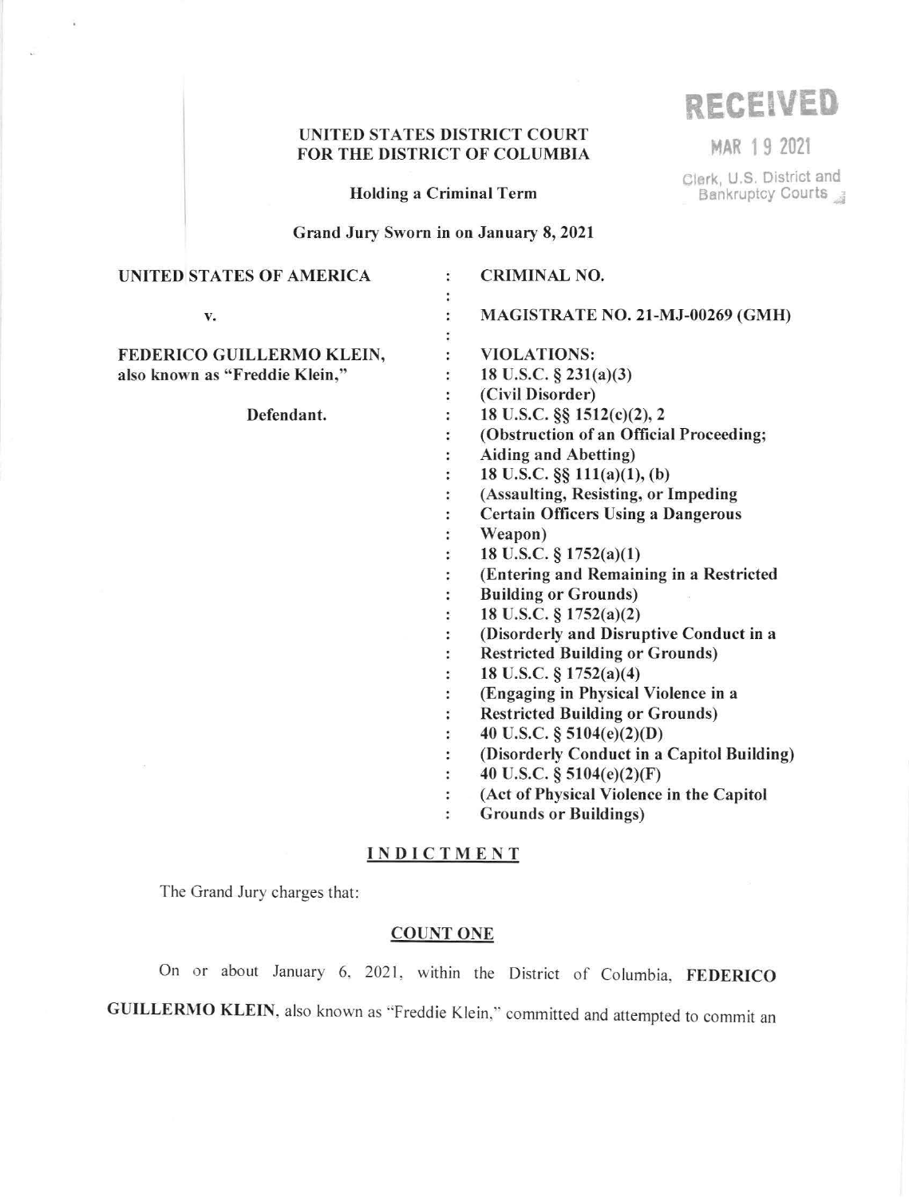**UNITED STATES DISTRICT COURT**
**FOR THE DISTRICT OF COLUMBIA**

**Holding a Criminal Term**

**Grand Jury Sworn in on January 8, 2021**

RECEIVED
MAR 19 2021
Clerk, U.S. District and Bankruptcy Courts

| | | |
|---|---|---|
| **UNITED STATES OF AMERICA** | : | **CRIMINAL NO.** |
| | : | |
| **v.** | : | **MAGISTRATE NO. 21-MJ-00269 (GMH)** |
| | : | |
| **FEDERICO GUILLERMO KLEIN, also known as "Freddie Klein,"** | : | **VIOLATIONS:** |
| | : | **18 U.S.C. § 231(a)(3) (Civil Disorder)** |
| **Defendant.** | : | **18 U.S.C. §§ 1512(c)(2), 2 (Obstruction of an Official Proceeding; Aiding and Abetting)** |
| | : | **18 U.S.C. §§ 111(a)(1), (b) (Assaulting, Resisting, or Impeding Certain Officers Using a Dangerous Weapon)** |
| | : | **18 U.S.C. § 1752(a)(1) (Entering and Remaining in a Restricted Building or Grounds)** |
| | : | **18 U.S.C. § 1752(a)(2) (Disorderly and Disruptive Conduct in a Restricted Building or Grounds)** |
| | : | **18 U.S.C. § 1752(a)(4) (Engaging in Physical Violence in a Restricted Building or Grounds)** |
| | : | **40 U.S.C. § 5104(e)(2)(D) (Disorderly Conduct in a Capitol Building)** |
| | : | **40 U.S.C. § 5104(e)(2)(F) (Act of Physical Violence in the Capitol Grounds or Buildings)** |

## INDICTMENT

The Grand Jury charges that:

### COUNT ONE

On or about January 6, 2021, within the District of Columbia, **FEDERICO GUILLERMO KLEIN**, also known as "Freddie Klein," committed and attempted to commit an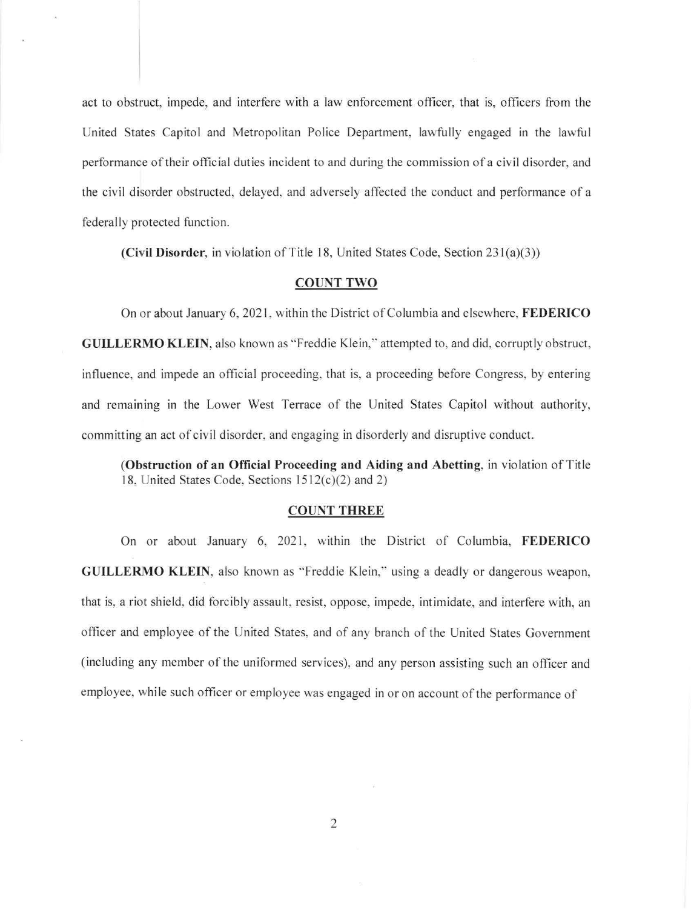act to obstruct, impede, and interfere with a law enforcement officer, that is, officers from the United States Capitol and Metropolitan Police Department, lawfully engaged in the lawful performance of their official duties incident to and during the commission of a civil disorder, and the civil disorder obstructed, delayed, and adversely affected the conduct and performance of a federally protected function.

(**Civil Disorder**, in violation of Title 18, United States Code, Section 231(a)(3))

## COUNT TWO

On or about January 6, 2021, within the District of Columbia and elsewhere, **FEDERICO GUILLERMO KLEIN**, also known as "Freddie Klein," attempted to, and did, corruptly obstruct, influence, and impede an official proceeding, that is, a proceeding before Congress, by entering and remaining in the Lower West Terrace of the United States Capitol without authority, committing an act of civil disorder, and engaging in disorderly and disruptive conduct.

(**Obstruction of an Official Proceeding and Aiding and Abetting**, in violation of Title 18, United States Code, Sections 1512(c)(2) and 2)

## COUNT THREE

On or about January 6, 2021, within the District of Columbia, **FEDERICO GUILLERMO KLEIN**, also known as "Freddie Klein," using a deadly or dangerous weapon, that is, a riot shield, did forcibly assault, resist, oppose, impede, intimidate, and interfere with, an officer and employee of the United States, and of any branch of the United States Government (including any member of the uniformed services), and any person assisting such an officer and employee, while such officer or employee was engaged in or on account of the performance of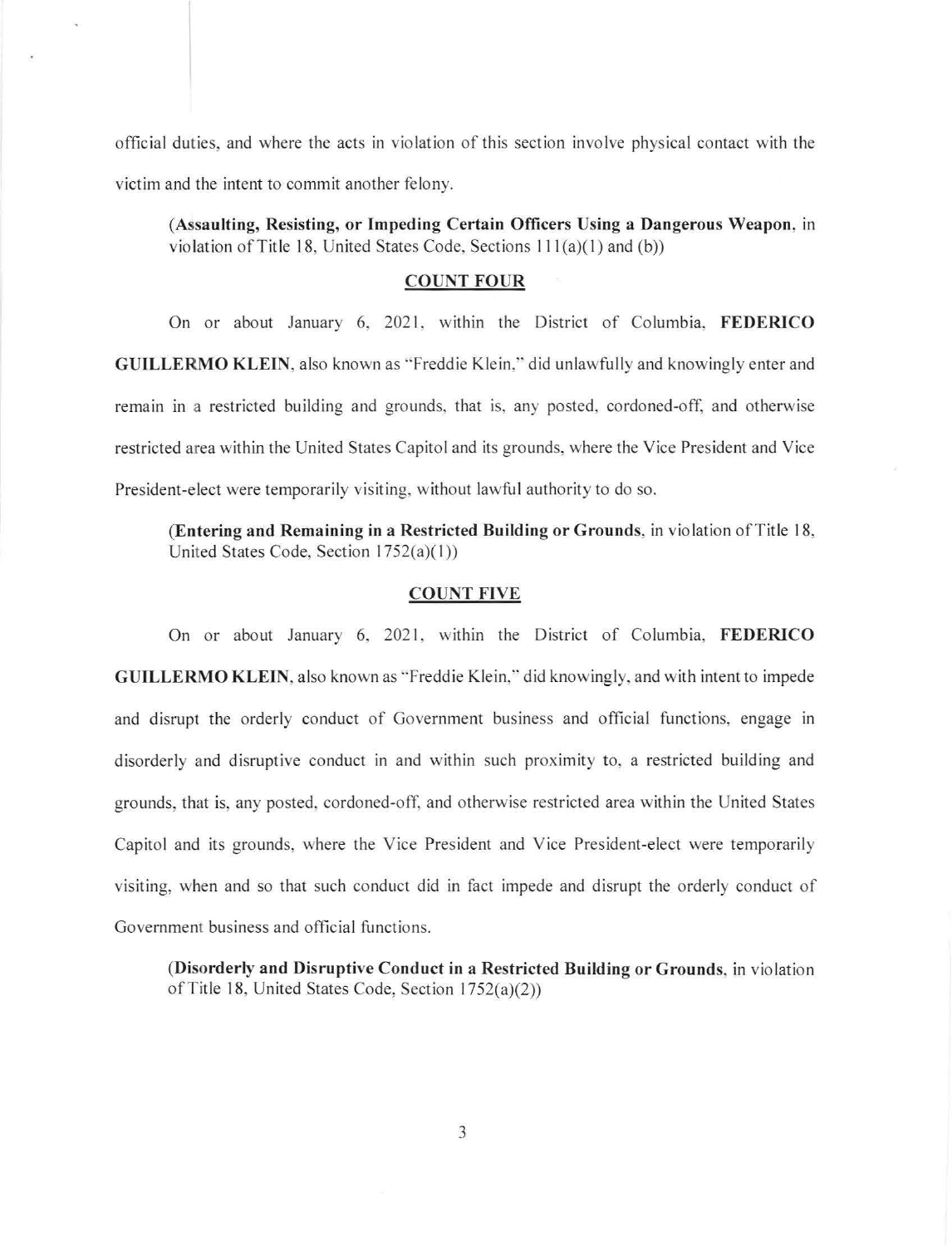official duties, and where the acts in violation of this section involve physical contact with the victim and the intent to commit another felony.

> (**Assaulting, Resisting, or Impeding Certain Officers Using a Dangerous Weapon**, in violation of Title 18, United States Code, Sections 111(a)(1) and (b))

## COUNT FOUR

On or about January 6, 2021, within the District of Columbia, **FEDERICO GUILLERMO KLEIN**, also known as "Freddie Klein," did unlawfully and knowingly enter and remain in a restricted building and grounds, that is, any posted, cordoned-off, and otherwise restricted area within the United States Capitol and its grounds, where the Vice President and Vice President-elect were temporarily visiting, without lawful authority to do so.

> (**Entering and Remaining in a Restricted Building or Grounds**, in violation of Title 18, United States Code, Section 1752(a)(1))

## COUNT FIVE

On or about January 6, 2021, within the District of Columbia, **FEDERICO GUILLERMO KLEIN**, also known as "Freddie Klein," did knowingly, and with intent to impede and disrupt the orderly conduct of Government business and official functions, engage in disorderly and disruptive conduct in and within such proximity to, a restricted building and grounds, that is, any posted, cordoned-off, and otherwise restricted area within the United States Capitol and its grounds, where the Vice President and Vice President-elect were temporarily visiting, when and so that such conduct did in fact impede and disrupt the orderly conduct of Government business and official functions.

> (**Disorderly and Disruptive Conduct in a Restricted Building or Grounds**, in violation of Title 18, United States Code, Section 1752(a)(2))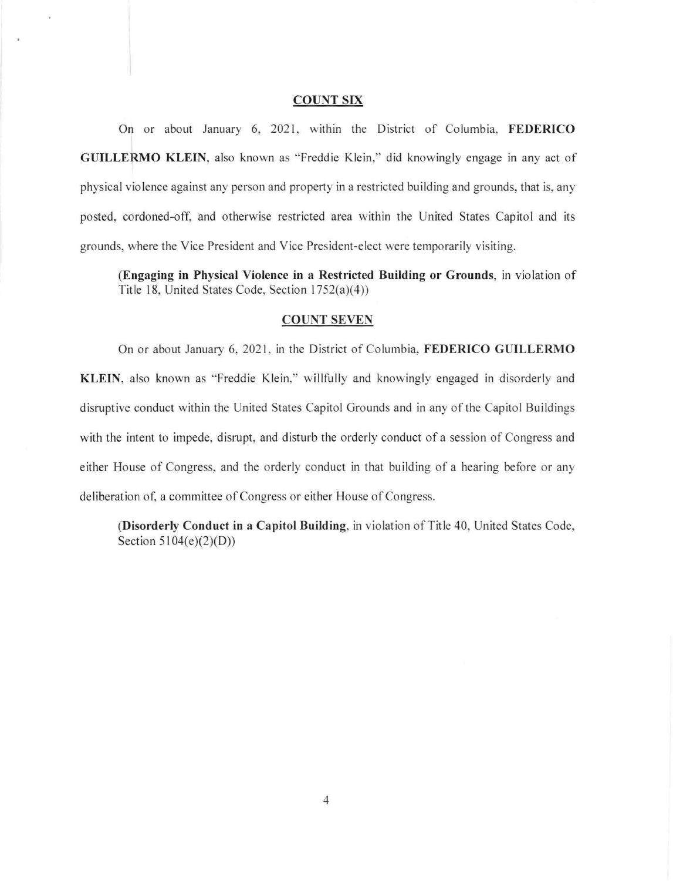## COUNT SIX

On or about January 6, 2021, within the District of Columbia, **FEDERICO GUILLERMO KLEIN**, also known as "Freddie Klein," did knowingly engage in any act of physical violence against any person and property in a restricted building and grounds, that is, any posted, cordoned-off, and otherwise restricted area within the United States Capitol and its grounds, where the Vice President and Vice President-elect were temporarily visiting.

(**Engaging in Physical Violence in a Restricted Building or Grounds**, in violation of Title 18, United States Code, Section 1752(a)(4))

## COUNT SEVEN

On or about January 6, 2021, in the District of Columbia, **FEDERICO GUILLERMO KLEIN**, also known as "Freddie Klein," willfully and knowingly engaged in disorderly and disruptive conduct within the United States Capitol Grounds and in any of the Capitol Buildings with the intent to impede, disrupt, and disturb the orderly conduct of a session of Congress and either House of Congress, and the orderly conduct in that building of a hearing before or any deliberation of, a committee of Congress or either House of Congress.

(**Disorderly Conduct in a Capitol Building**, in violation of Title 40, United States Code, Section 5104(e)(2)(D))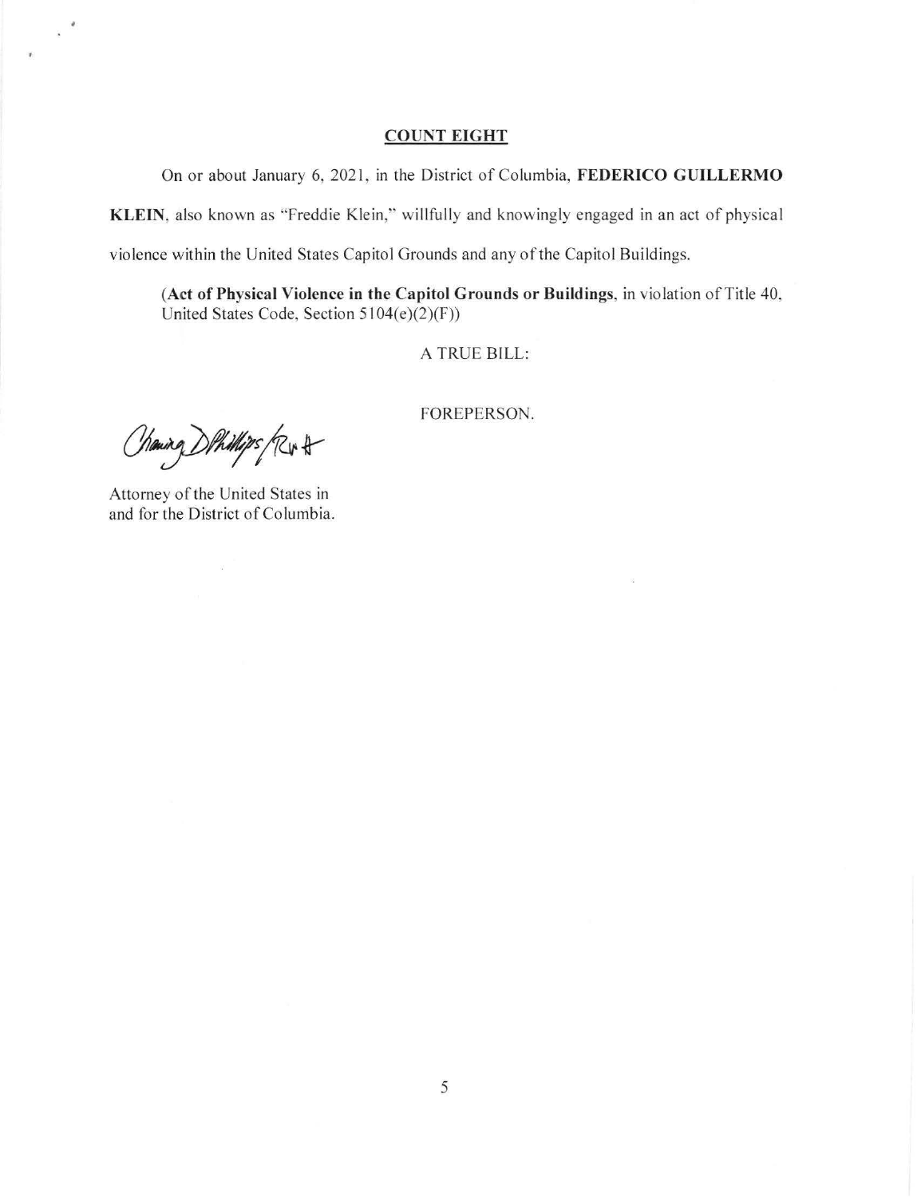## COUNT EIGHT

On or about January 6, 2021, in the District of Columbia, **FEDERICO GUILLERMO KLEIN**, also known as "Freddie Klein," willfully and knowingly engaged in an act of physical violence within the United States Capitol Grounds and any of the Capitol Buildings.

(**Act of Physical Violence in the Capitol Grounds or Buildings**, in violation of Title 40, United States Code, Section 5104(e)(2)(F))

A TRUE BILL:

FOREPERSON.

Channing D Phillips / RW A

Attorney of the United States in
and for the District of Columbia.